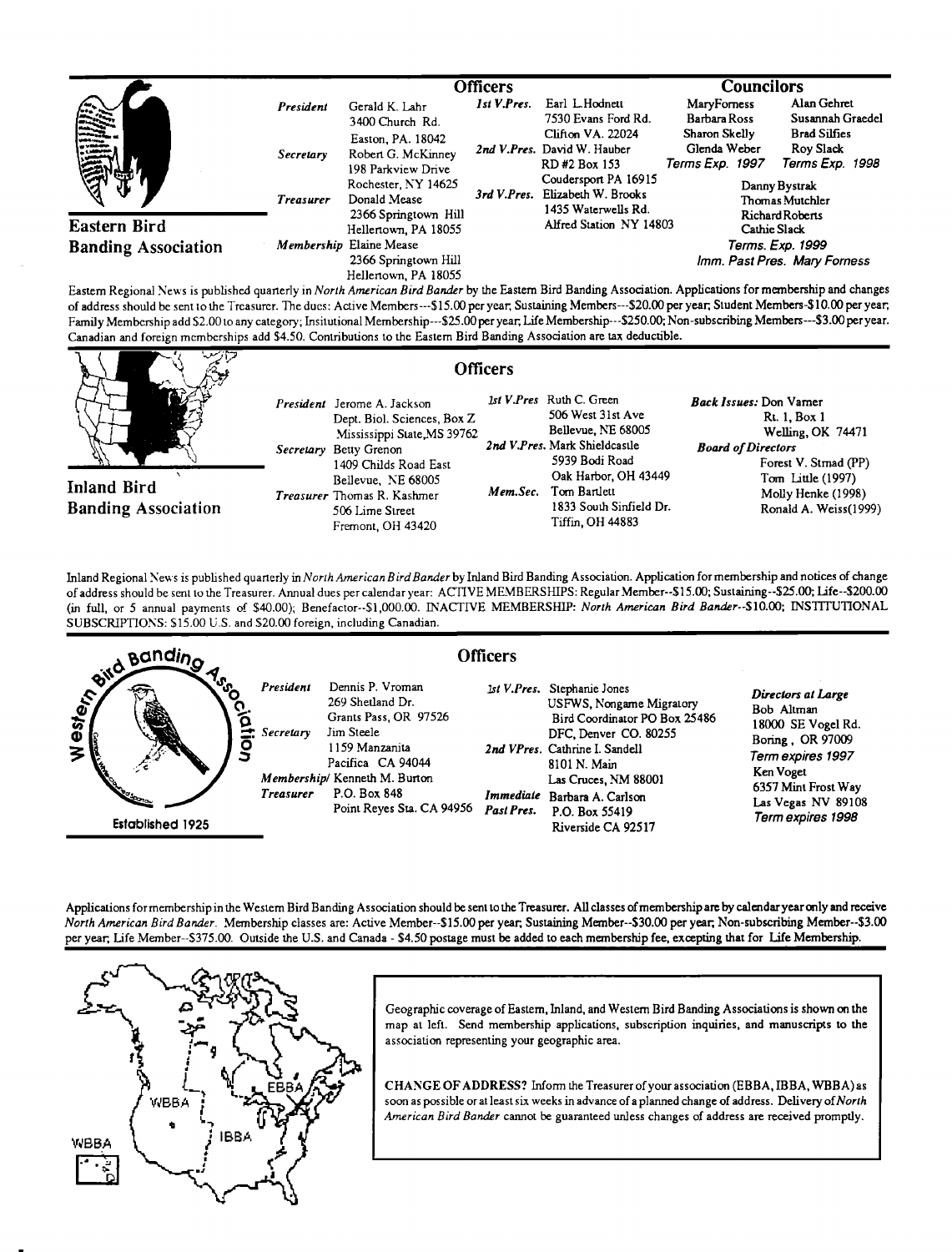## Eastern Bird Banding Association

### Officers

*President* Gerald K. Lahr, 3400 Church Rd., Easton, PA. 18042

*Secretary* Robert G. McKinney, 198 Parkview Drive, Rochester, NY 14625

*Treasurer* Donald Mease, 2366 Springtown Hill, Hellertown, PA 18055

*Membership* Elaine Mease, 2366 Springtown Hill, Hellertown, PA 18055

*1st V.Pres.* Earl L.Hodnett, 7530 Evans Ford Rd., Clifton VA. 22024

*2nd V.Pres.* David W. Hauber, RD #2 Box 153, Coudersport PA 16915

*3rd V.Pres.* Elizabeth W. Brooks, 1435 Waterwells Rd., Alfred Station NY 14803

### Councilors

MaryForness, Barbara Ross, Sharon Skelly, Glenda Weber — *Terms Exp. 1997*

Alan Gehret, Susannah Graedel, Brad Silfies, Roy Slack — *Terms Exp. 1998*

Danny Bystrak, Thomas Mutchler, Richard Roberts, Cathie Slack — *Terms. Exp. 1999*

*Imm. Past Pres.* Mary Forness

Eastern Regional News is published quarterly in *North American Bird Bander* by the Eastern Bird Banding Association. Applications for membership and changes of address should be sent to the Treasurer. The dues: Active Members---$15.00 per year; Sustaining Members---$20.00 per year; Student Members-$10.00 per year; Family Membership add $2.00 to any category; Insitutional Membership---$25.00 per year; Life Membership---$250.00; Non-subscribing Members---$3.00 per year. Canadian and foreign memberships add $4.50. Contributions to the Eastern Bird Banding Association are tax deductible.

## Inland Bird Banding Association

### Officers

*President* Jerome A. Jackson, Dept. Biol. Sciences, Box Z, Mississippi State,MS 39762

*Secretary* Betty Grenon, 1409 Childs Road East, Bellevue, NE 68005

*Treasurer* Thomas R. Kashmer, 506 Lime Street, Fremont, OH 43420

*1st V.Pres* Ruth C. Green, 506 West 31st Ave, Bellevue, NE 68005

*2nd V.Pres.* Mark Shieldcastle, 5939 Bodi Road, Oak Harbor, OH 43449

*Mem.Sec.* Tom Bartlett, 1833 South Sinfield Dr., Tiffin, OH 44883

*Back Issues:* Don Varner, Rt. 1, Box 1, Welling, OK 74471

*Board of Directors*
Forest V. Strnad (PP)
Tom Little (1997)
Molly Henke (1998)
Ronald A. Weiss(1999)

Inland Regional News is published quarterly in *North American Bird Bander* by Inland Bird Banding Association. Application for membership and notices of change of address should be sent to the Treasurer. Annual dues per calendar year: ACTIVE MEMBERSHIPS: Regular Member--$15.00; Sustaining--$25.00; Life--$200.00 (in full, or 5 annual payments of $40.00); Benefactor--$1,000.00. INACTIVE MEMBERSHIP: *North American Bird Bander*--$10.00; INSTITUTIONAL SUBSCRIPTIONS: $15.00 U.S. and $20.00 foreign, including Canadian.

## Western Bird Banding Association

Established 1925

### Officers

*President* Dennis P. Vroman, 269 Shetland Dr., Grants Pass, OR 97526

*Secretary* Jim Steele, 1159 Manzanita, Pacifica CA 94044

*Membership/* Kenneth M. Burton
*Treasurer* P.O. Box 848, Point Reyes Sta. CA 94956

*1st V.Pres.* Stephanie Jones, USFWS, Nongame Migratory Bird Coordinator PO Box 25486, DFC, Denver CO. 80255

*2nd VPres.* Cathrine I. Sandell, 8101 N. Main, Las Cruces, NM 88001

*Immediate Past Pres.* Barbara A. Carlson, P.O. Box 55419, Riverside CA 92517

*Directors at Large*
Bob Altman, 18000 SE Vogel Rd., Boring , OR 97009 — *Term expires 1997*
Ken Voget, 6357 Mint Frost Way, Las Vegas NV 89108 — *Term expires 1998*

Applications for membership in the Western Bird Banding Association should be sent to the Treasurer. All classes of membership are by calendar year only and receive *North American Bird Bander*. Membership classes are: Active Member--$15.00 per year; Sustaining Member--$30.00 per year; Non-subscribing Member--$3.00 per year; Life Member--$375.00. Outside the U.S. and Canada - $4.50 postage must be added to each membership fee, excepting that for Life Membership.

Geographic coverage of Eastern, Inland, and Western Bird Banding Associations is shown on the map at left. Send membership applications, subscription inquiries, and manuscripts to the association representing your geographic area.

CHANGE OF ADDRESS? Inform the Treasurer of your association (EBBA, IBBA, WBBA) as soon as possible or at least six weeks in advance of a planned change of address. Delivery of *North American Bird Bander* cannot be guaranteed unless changes of address are received promptly.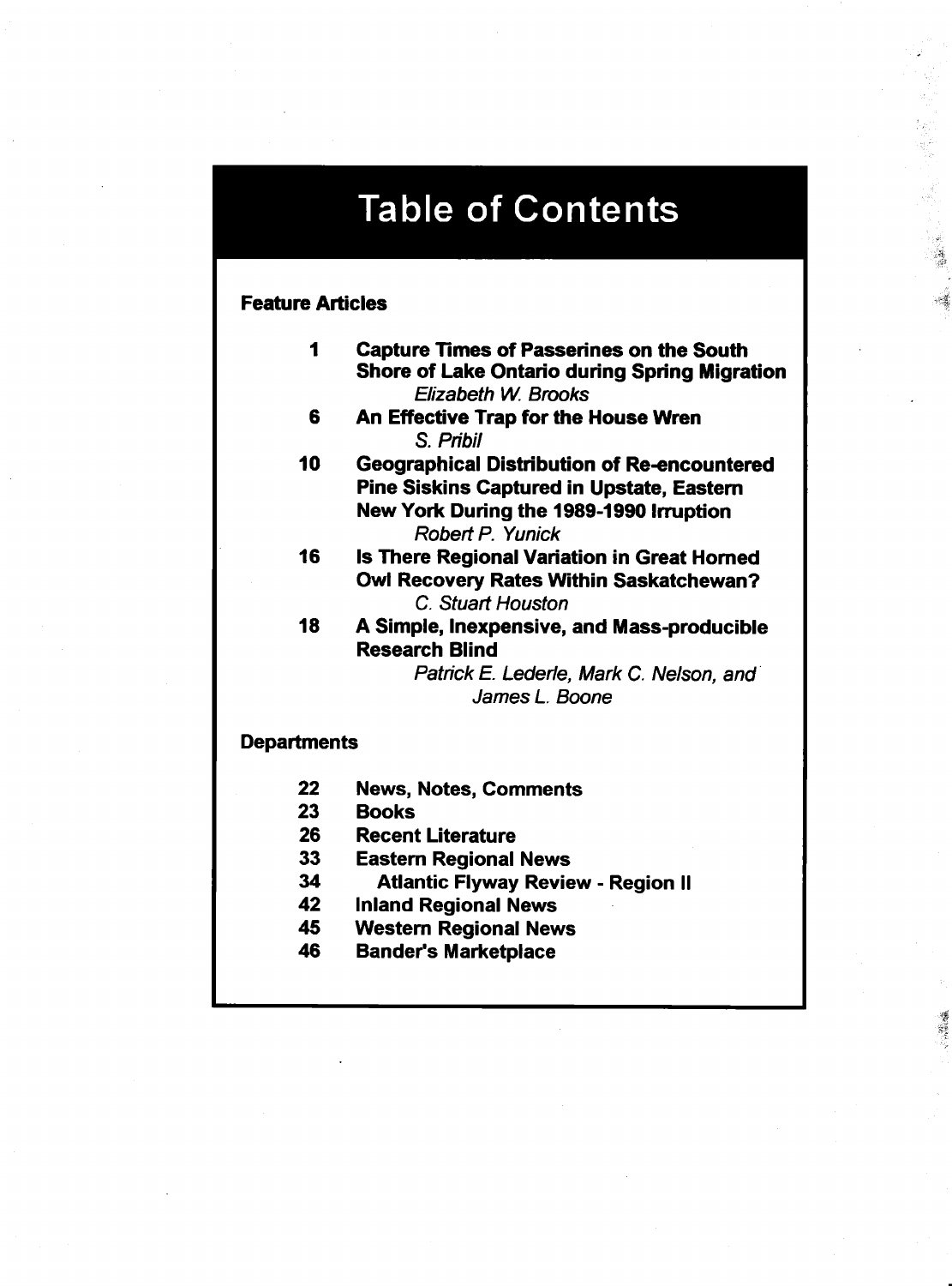# Table of Contents

## Feature Articles

1 **Capture Times of Passerines on the South Shore of Lake Ontario during Spring Migration**
*Elizabeth W. Brooks*

6 **An Effective Trap for the House Wren**
*S. Pribil*

10 **Geographical Distribution of Re-encountered Pine Siskins Captured in Upstate, Eastern New York During the 1989-1990 Irruption**
*Robert P. Yunick*

16 **Is There Regional Variation in Great Horned Owl Recovery Rates Within Saskatchewan?**
*C. Stuart Houston*

18 **A Simple, Inexpensive, and Mass-producible Research Blind**
*Patrick E. Lederle, Mark C. Nelson, and James L. Boone*

## Departments

22 **News, Notes, Comments**
23 **Books**
26 **Recent Literature**
33 **Eastern Regional News**
34 **Atlantic Flyway Review - Region II**
42 **Inland Regional News**
45 **Western Regional News**
46 **Bander's Marketplace**